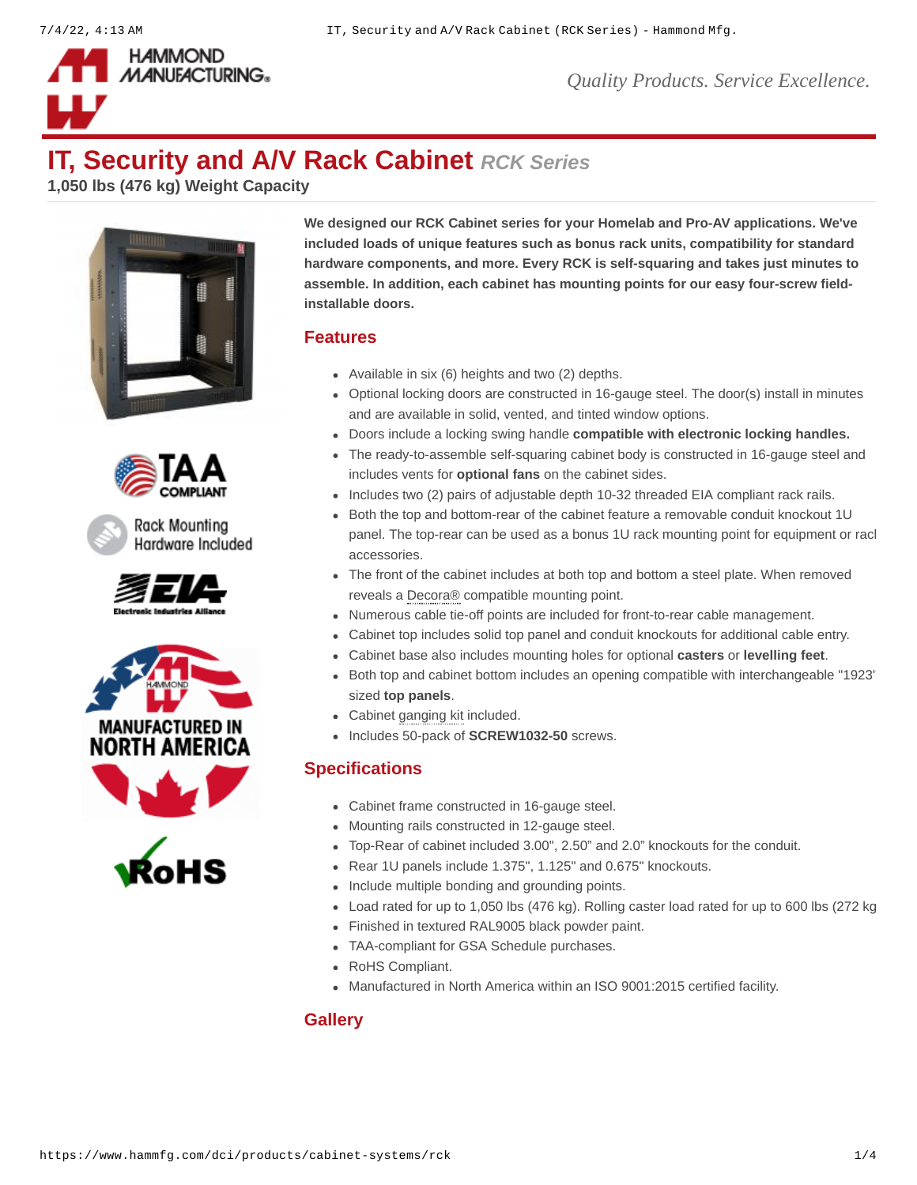# IT, Security and A/V Rack Cabinet *RCK Series*

**1,050 lbs (476 kg) Weight Capacity**

**We designed our RCK Cabinet series for your Homelab and Pro-AV applications. We've included loads of unique features such as bonus rack units, compatibility for standard hardware components, and more. Every RCK is self-squaring and takes just minutes to assemble. In addition, each cabinet has mounting points for our easy four-screw field-installable doors.**

## Features

- Available in six (6) heights and two (2) depths.
- Optional locking doors are constructed in 16-gauge steel. The door(s) install in minutes and are available in solid, vented, and tinted window options.
- Doors include a locking swing handle **compatible with electronic locking handles.**
- The ready-to-assemble self-squaring cabinet body is constructed in 16-gauge steel and includes vents for **optional fans** on the cabinet sides.
- Includes two (2) pairs of adjustable depth 10-32 threaded EIA compliant rack rails.
- Both the top and bottom-rear of the cabinet feature a removable conduit knockout 1U panel. The top-rear can be used as a bonus 1U rack mounting point for equipment or racl accessories.
- The front of the cabinet includes at both top and bottom a steel plate. When removed reveals a Decora® compatible mounting point.
- Numerous cable tie-off points are included for front-to-rear cable management.
- Cabinet top includes solid top panel and conduit knockouts for additional cable entry.
- Cabinet base also includes mounting holes for optional **casters** or **levelling feet**.
- Both top and cabinet bottom includes an opening compatible with interchangeable "1923' sized **top panels**.
- Cabinet ganging kit included.
- Includes 50-pack of **SCREW1032-50** screws.

## Specifications

- Cabinet frame constructed in 16-gauge steel.
- Mounting rails constructed in 12-gauge steel.
- Top-Rear of cabinet included 3.00", 2.50" and 2.0" knockouts for the conduit.
- Rear 1U panels include 1.375", 1.125" and 0.675" knockouts.
- Include multiple bonding and grounding points.
- Load rated for up to 1,050 lbs (476 kg). Rolling caster load rated for up to 600 lbs (272 kg
- Finished in textured RAL9005 black powder paint.
- TAA-compliant for GSA Schedule purchases.
- RoHS Compliant.
- Manufactured in North America within an ISO 9001:2015 certified facility.

## Gallery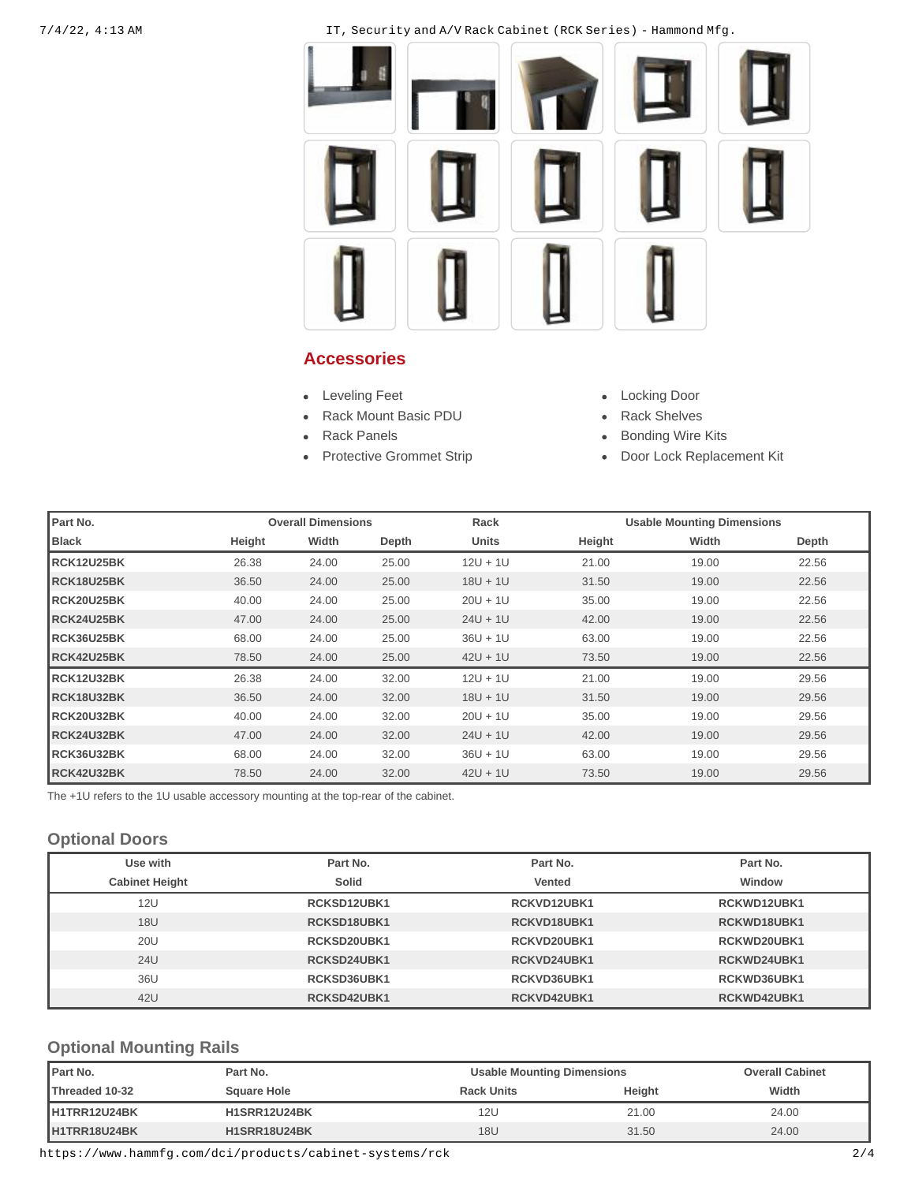## Accessories

- Leveling Feet
- Rack Mount Basic PDU
- Rack Panels
- Protective Grommet Strip
- Locking Door
- Rack Shelves
- Bonding Wire Kits
- Door Lock Replacement Kit

| Part No. | Overall Dimensions | | | Rack | Usable Mounting Dimensions | | |
|---|---|---|---|---|---|---|---|
| Black | Height | Width | Depth | Units | Height | Width | Depth |
| RCK12U25BK | 26.38 | 24.00 | 25.00 | 12U + 1U | 21.00 | 19.00 | 22.56 |
| RCK18U25BK | 36.50 | 24.00 | 25.00 | 18U + 1U | 31.50 | 19.00 | 22.56 |
| RCK20U25BK | 40.00 | 24.00 | 25.00 | 20U + 1U | 35.00 | 19.00 | 22.56 |
| RCK24U25BK | 47.00 | 24.00 | 25.00 | 24U + 1U | 42.00 | 19.00 | 22.56 |
| RCK36U25BK | 68.00 | 24.00 | 25.00 | 36U + 1U | 63.00 | 19.00 | 22.56 |
| RCK42U25BK | 78.50 | 24.00 | 25.00 | 42U + 1U | 73.50 | 19.00 | 22.56 |
| RCK12U32BK | 26.38 | 24.00 | 32.00 | 12U + 1U | 21.00 | 19.00 | 29.56 |
| RCK18U32BK | 36.50 | 24.00 | 32.00 | 18U + 1U | 31.50 | 19.00 | 29.56 |
| RCK20U32BK | 40.00 | 24.00 | 32.00 | 20U + 1U | 35.00 | 19.00 | 29.56 |
| RCK24U32BK | 47.00 | 24.00 | 32.00 | 24U + 1U | 42.00 | 19.00 | 29.56 |
| RCK36U32BK | 68.00 | 24.00 | 32.00 | 36U + 1U | 63.00 | 19.00 | 29.56 |
| RCK42U32BK | 78.50 | 24.00 | 32.00 | 42U + 1U | 73.50 | 19.00 | 29.56 |

The +1U refers to the 1U usable accessory mounting at the top-rear of the cabinet.

### Optional Doors

| Use with Cabinet Height | Part No. Solid | Part No. Vented | Part No. Window |
|---|---|---|---|
| 12U | RCKSD12UBK1 | RCKVD12UBK1 | RCKWD12UBK1 |
| 18U | RCKSD18UBK1 | RCKVD18UBK1 | RCKWD18UBK1 |
| 20U | RCKSD20UBK1 | RCKVD20UBK1 | RCKWD20UBK1 |
| 24U | RCKSD24UBK1 | RCKVD24UBK1 | RCKWD24UBK1 |
| 36U | RCKSD36UBK1 | RCKVD36UBK1 | RCKWD36UBK1 |
| 42U | RCKSD42UBK1 | RCKVD42UBK1 | RCKWD42UBK1 |

### Optional Mounting Rails

| Part No. | Part No. | Usable Mounting Dimensions | | Overall Cabinet |
|---|---|---|---|---|
| Threaded 10-32 | Square Hole | Rack Units | Height | Width |
| H1TRR12U24BK | H1SRR12U24BK | 12U | 21.00 | 24.00 |
| H1TRR18U24BK | H1SRR18U24BK | 18U | 31.50 | 24.00 |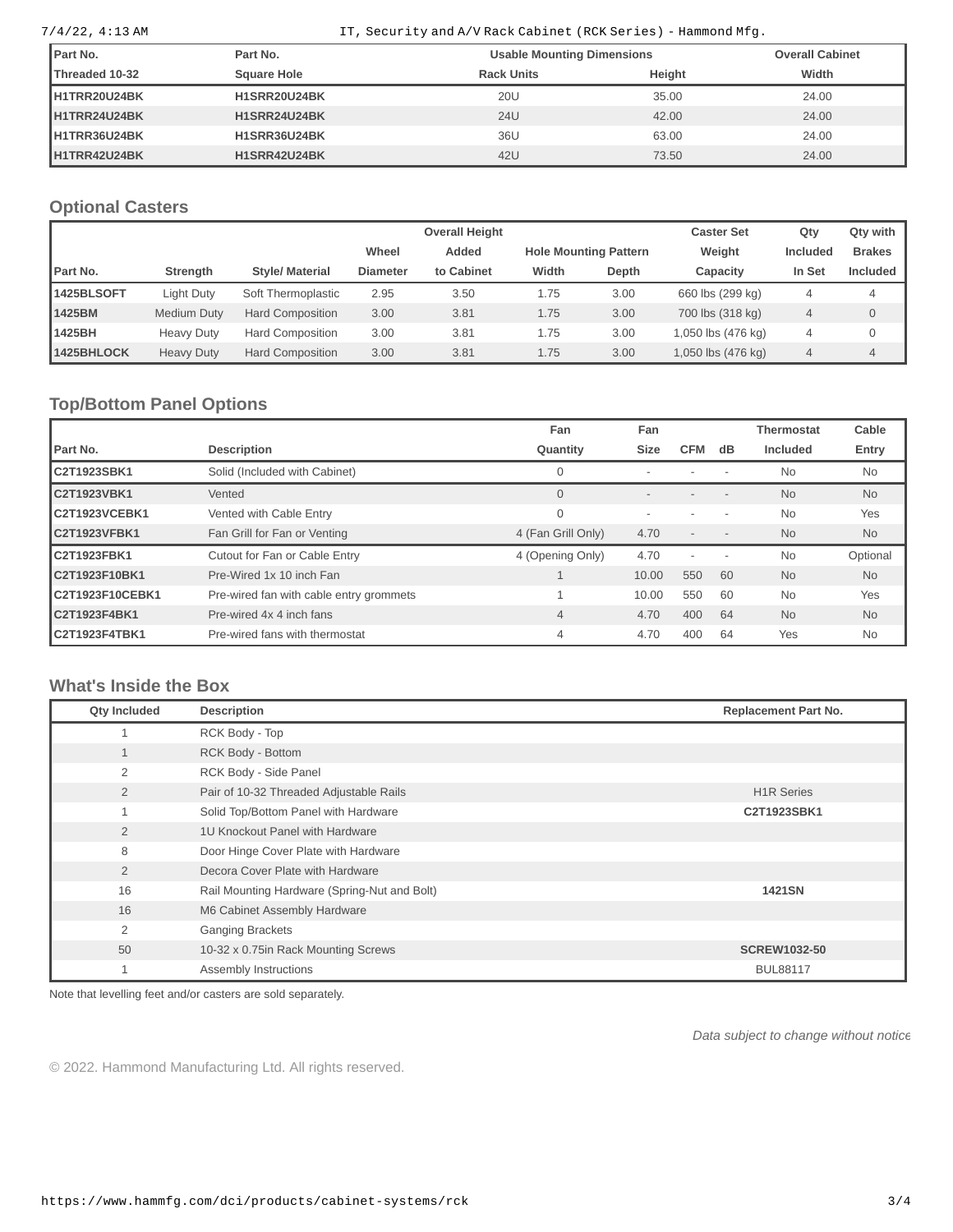| Part No. | Part No. | Usable Mounting Dimensions | | Overall Cabinet |
|---|---|---|---|---|
| Threaded 10-32 | Square Hole | Rack Units | Height | Width |
| H1TRR20U24BK | H1SRR20U24BK | 20U | 35.00 | 24.00 |
| H1TRR24U24BK | H1SRR24U24BK | 24U | 42.00 | 24.00 |
| H1TRR36U24BK | H1SRR36U24BK | 36U | 63.00 | 24.00 |
| H1TRR42U24BK | H1SRR42U24BK | 42U | 73.50 | 24.00 |

## Optional Casters

| Part No. | Strength | Style/ Material | Wheel Diameter | Overall Height Added to Cabinet | Hole Mounting Pattern Width | Hole Mounting Pattern Depth | Caster Set Weight Capacity | Qty Included In Set | Qty with Brakes Included |
|---|---|---|---|---|---|---|---|---|---|
| 1425BLSOFT | Light Duty | Soft Thermoplastic | 2.95 | 3.50 | 1.75 | 3.00 | 660 lbs (299 kg) | 4 | 4 |
| 1425BM | Medium Duty | Hard Composition | 3.00 | 3.81 | 1.75 | 3.00 | 700 lbs (318 kg) | 4 | 0 |
| 1425BH | Heavy Duty | Hard Composition | 3.00 | 3.81 | 1.75 | 3.00 | 1,050 lbs (476 kg) | 4 | 0 |
| 1425BHLOCK | Heavy Duty | Hard Composition | 3.00 | 3.81 | 1.75 | 3.00 | 1,050 lbs (476 kg) | 4 | 4 |

## Top/Bottom Panel Options

| Part No. | Description | Fan Quantity | Fan Size | CFM | dB | Thermostat Included | Cable Entry |
|---|---|---|---|---|---|---|---|
| C2T1923SBK1 | Solid (Included with Cabinet) | 0 | - | - | - | No | No |
| C2T1923VBK1 | Vented | 0 | - | - | - | No | No |
| C2T1923VCEBK1 | Vented with Cable Entry | 0 | - | - | - | No | Yes |
| C2T1923VFBK1 | Fan Grill for Fan or Venting | 4 (Fan Grill Only) | 4.70 | - | - | No | No |
| C2T1923FBK1 | Cutout for Fan or Cable Entry | 4 (Opening Only) | 4.70 | - | - | No | Optional |
| C2T1923F10BK1 | Pre-Wired 1x 10 inch Fan | 1 | 10.00 | 550 | 60 | No | No |
| C2T1923F10CEBK1 | Pre-wired fan with cable entry grommets | 1 | 10.00 | 550 | 60 | No | Yes |
| C2T1923F4BK1 | Pre-wired 4x 4 inch fans | 4 | 4.70 | 400 | 64 | No | No |
| C2T1923F4TBK1 | Pre-wired fans with thermostat | 4 | 4.70 | 400 | 64 | Yes | No |

## What's Inside the Box

| Qty Included | Description | Replacement Part No. |
|---|---|---|
| 1 | RCK Body - Top | |
| 1 | RCK Body - Bottom | |
| 2 | RCK Body - Side Panel | |
| 2 | Pair of 10-32 Threaded Adjustable Rails | H1R Series |
| 1 | Solid Top/Bottom Panel with Hardware | **C2T1923SBK1** |
| 2 | 1U Knockout Panel with Hardware | |
| 8 | Door Hinge Cover Plate with Hardware | |
| 2 | Decora Cover Plate with Hardware | |
| 16 | Rail Mounting Hardware (Spring-Nut and Bolt) | **1421SN** |
| 16 | M6 Cabinet Assembly Hardware | |
| 2 | Ganging Brackets | |
| 50 | 10-32 x 0.75in Rack Mounting Screws | **SCREW1032-50** |
| 1 | Assembly Instructions | BUL88117 |

Note that levelling feet and/or casters are sold separately.

*Data subject to change without notice*

© 2022. Hammond Manufacturing Ltd. All rights reserved.